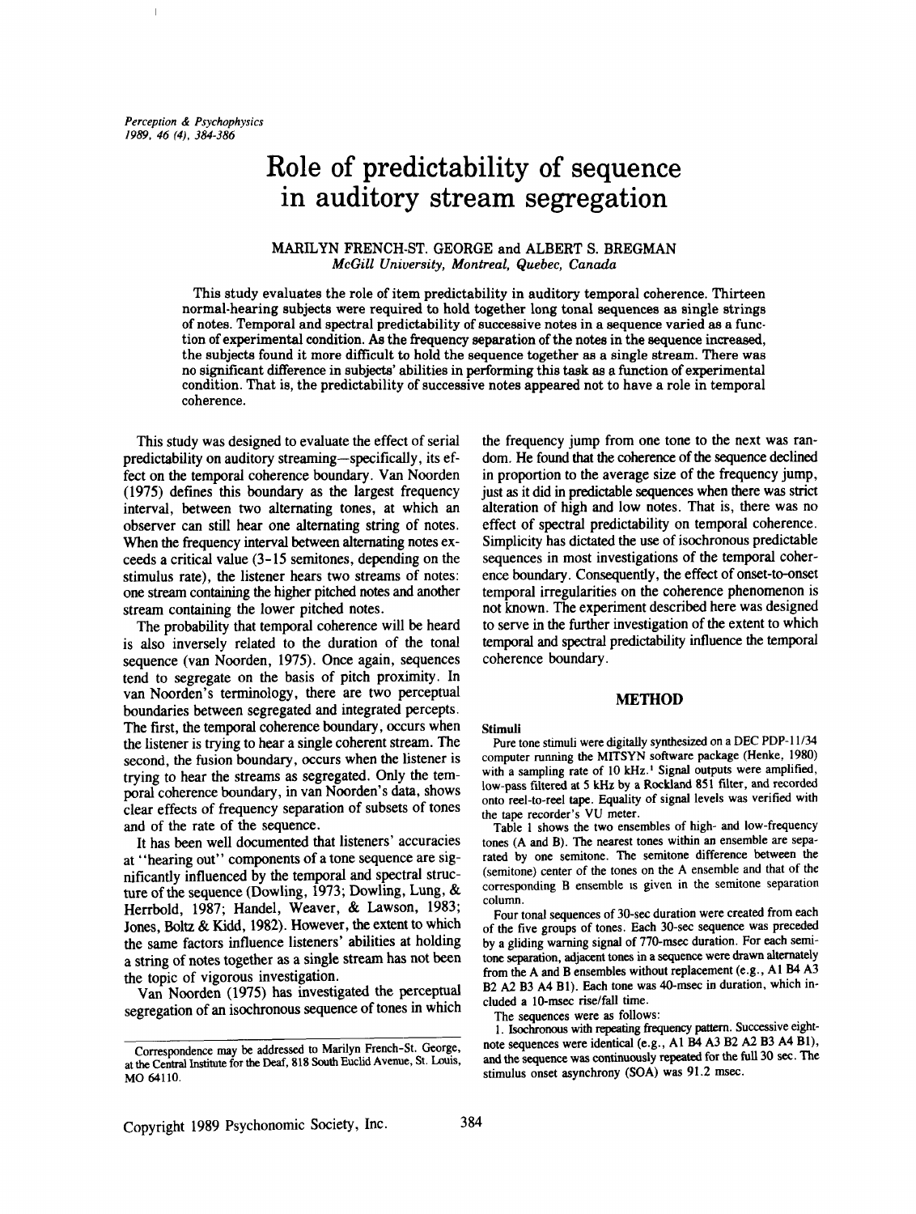# Role of predictability of sequence in auditory stream segregation

MARILYN FRENCH-ST. GEORGE and ALBERT S. BREGMAN
*McGill University, Montreal, Quebec, Canada*

This study evaluates the role of item predictability in auditory temporal coherence. Thirteen normal-hearing subjects were required to hold together long tonal sequences as single strings of notes. Temporal and spectral predictability of successive notes in a sequence varied as a function of experimental condition. As the frequency separation of the notes in the sequence increased, the subjects found it more difficult to hold the sequence together as a single stream. There was no significant difference in subjects' abilities in performing this task as a function of experimental condition. That is, the predictability of successive notes appeared not to have a role in temporal coherence.

This study was designed to evaluate the effect of serial predictability on auditory streaming—specifically, its effect on the temporal coherence boundary. Van Noorden (1975) defines this boundary as the largest frequency interval, between two alternating tones, at which an observer can still hear one alternating string of notes. When the frequency interval between alternating notes exceeds a critical value (3-15 semitones, depending on the stimulus rate), the listener hears two streams of notes: one stream containing the higher pitched notes and another stream containing the lower pitched notes.

The probability that temporal coherence will be heard is also inversely related to the duration of the tonal sequence (van Noorden, 1975). Once again, sequences tend to segregate on the basis of pitch proximity. In van Noorden's terminology, there are two perceptual boundaries between segregated and integrated percepts. The first, the temporal coherence boundary, occurs when the listener is trying to hear a single coherent stream. The second, the fusion boundary, occurs when the listener is trying to hear the streams as segregated. Only the temporal coherence boundary, in van Noorden's data, shows clear effects of frequency separation of subsets of tones and of the rate of the sequence.

It has been well documented that listeners' accuracies at "hearing out" components of a tone sequence are significantly influenced by the temporal and spectral structure of the sequence (Dowling, 1973; Dowling, Lung, & Herrbold, 1987; Handel, Weaver, & Lawson, 1983; Jones, Boltz & Kidd, 1982). However, the extent to which the same factors influence listeners' abilities at holding a string of notes together as a single stream has not been the topic of vigorous investigation.

Van Noorden (1975) has investigated the perceptual segregation of an isochronous sequence of tones in which the frequency jump from one tone to the next was random. He found that the coherence of the sequence declined in proportion to the average size of the frequency jump, just as it did in predictable sequences when there was strict alteration of high and low notes. That is, there was no effect of spectral predictability on temporal coherence. Simplicity has dictated the use of isochronous predictable sequences in most investigations of the temporal coherence boundary. Consequently, the effect of onset-to-onset temporal irregularities on the coherence phenomenon is not known. The experiment described here was designed to serve in the further investigation of the extent to which temporal and spectral predictability influence the temporal coherence boundary.

## METHOD

### Stimuli

Pure tone stimuli were digitally synthesized on a DEC PDP-11/34 computer running the MITSYN software package (Henke, 1980) with a sampling rate of 10 kHz.[1] Signal outputs were amplified, low-pass filtered at 5 kHz by a Rockland 851 filter, and recorded onto reel-to-reel tape. Equality of signal levels was verified with the tape recorder's VU meter.

Table 1 shows the two ensembles of high- and low-frequency tones (A and B). The nearest tones within an ensemble are separated by one semitone. The semitone difference between the (semitone) center of the tones on the A ensemble and that of the corresponding B ensemble is given in the semitone separation column.

Four tonal sequences of 30-sec duration were created from each of the five groups of tones. Each 30-sec sequence was preceded by a gliding warning signal of 770-msec duration. For each semitone separation, adjacent tones in a sequence were drawn alternately from the A and B ensembles without replacement (e.g., A1 B4 A3 B2 A2 B3 A4 B1). Each tone was 40-msec in duration, which included a 10-msec rise/fall time.

The sequences were as follows:

1. Isochronous with repeating frequency pattern. Successive eight-note sequences were identical (e.g., A1 B4 A3 B2 A2 B3 A4 B1), and the sequence was continuously repeated for the full 30 sec. The stimulus onset asynchrony (SOA) was 91.2 msec.

Correspondence may be addressed to Marilyn French-St. George, at the Central Institute for the Deaf, 818 South Euclid Avenue, St. Louis, MO 64110.

Copyright 1989 Psychonomic Society, Inc.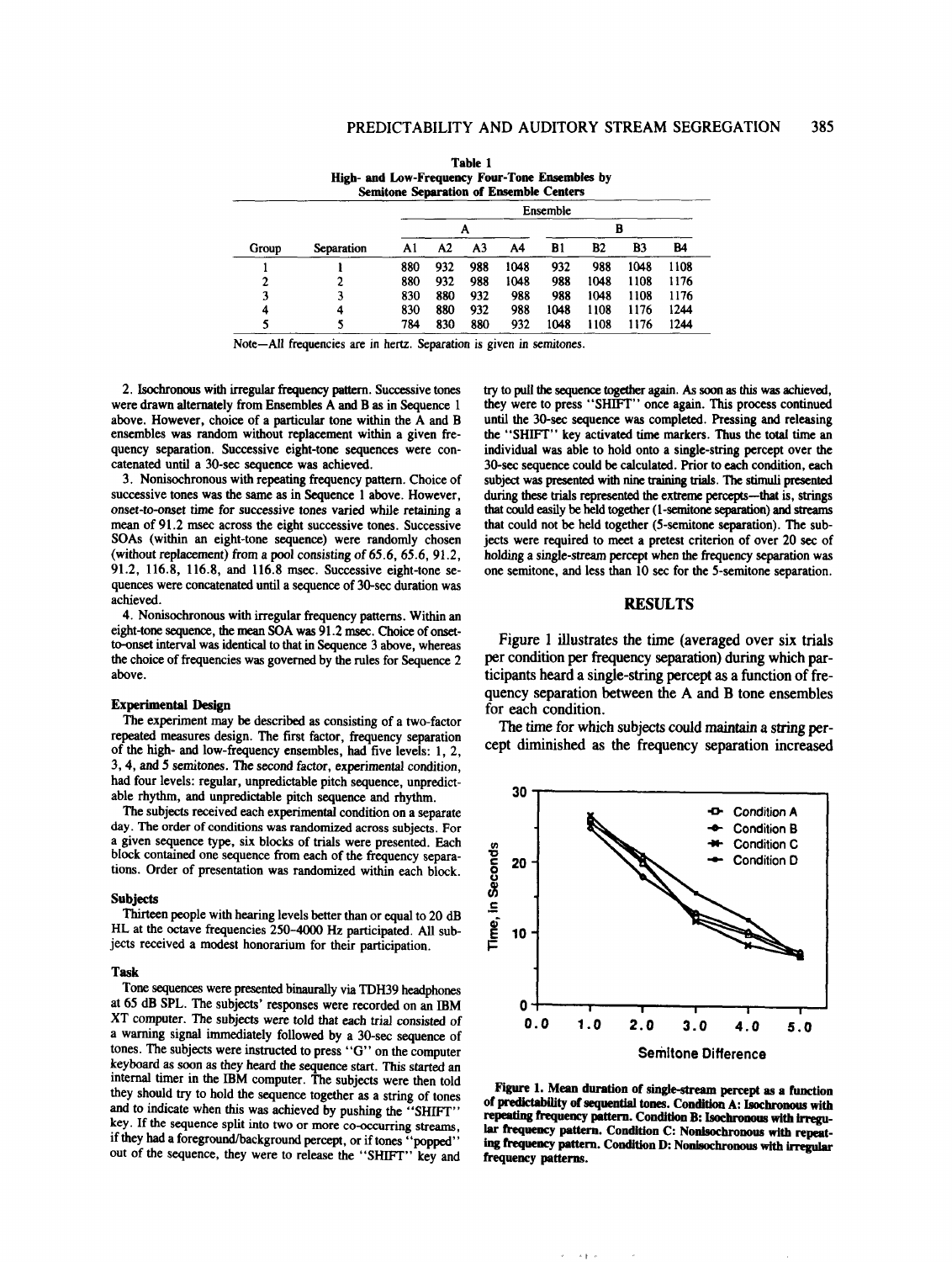**Table 1**
**High- and Low-Frequency Four-Tone Ensembles by Semitone Separation of Ensemble Centers**

| Group | Separation | A1 | A2 | A3 | A4 | B1 | B2 | B3 | B4 |
|---|---|---|---|---|---|---|---|---|---|
| 1 | 1 | 880 | 932 | 988 | 1048 | 932 | 988 | 1048 | 1108 |
| 2 | 2 | 880 | 932 | 988 | 1048 | 988 | 1048 | 1108 | 1176 |
| 3 | 3 | 830 | 880 | 932 | 988 | 988 | 1048 | 1108 | 1176 |
| 4 | 4 | 830 | 880 | 932 | 988 | 1048 | 1108 | 1176 | 1244 |
| 5 | 5 | 784 | 830 | 880 | 932 | 1048 | 1108 | 1176 | 1244 |

Note—All frequencies are in hertz. Separation is given in semitones.

2. Isochronous with irregular frequency pattern. Successive tones were drawn alternately from Ensembles A and B as in Sequence 1 above. However, choice of a particular tone within the A and B ensembles was random without replacement within a given frequency separation. Successive eight-tone sequences were concatenated until a 30-sec sequence was achieved.

3. Nonisochronous with repeating frequency pattern. Choice of successive tones was the same as in Sequence 1 above. However, onset-to-onset time for successive tones varied while retaining a mean of 91.2 msec across the eight successive tones. Successive SOAs (within an eight-tone sequence) were randomly chosen (without replacement) from a pool consisting of 65.6, 65.6, 91.2, 91.2, 116.8, 116.8, and 116.8 msec. Successive eight-tone sequences were concatenated until a sequence of 30-sec duration was achieved.

4. Nonisochronous with irregular frequency patterns. Within an eight-tone sequence, the mean SOA was 91.2 msec. Choice of onset-to-onset interval was identical to that in Sequence 3 above, whereas the choice of frequencies was governed by the rules for Sequence 2 above.

### Experimental Design

The experiment may be described as consisting of a two-factor repeated measures design. The first factor, frequency separation of the high- and low-frequency ensembles, had five levels: 1, 2, 3, 4, and 5 semitones. The second factor, experimental condition, had four levels: regular, unpredictable pitch sequence, unpredictable rhythm, and unpredictable pitch sequence and rhythm.

The subjects received each experimental condition on a separate day. The order of conditions was randomized across subjects. For a given sequence type, six blocks of trials were presented. Each block contained one sequence from each of the frequency separations. Order of presentation was randomized within each block.

### Subjects

Thirteen people with hearing levels better than or equal to 20 dB HL at the octave frequencies 250–4000 Hz participated. All subjects received a modest honorarium for their participation.

### Task

Tone sequences were presented binaurally via TDH39 headphones at 65 dB SPL. The subjects' responses were recorded on an IBM XT computer. The subjects were told that each trial consisted of a warning signal immediately followed by a 30-sec sequence of tones. The subjects were instructed to press "G" on the computer keyboard as soon as they heard the sequence start. This started an internal timer in the IBM computer. The subjects were then told they should try to hold the sequence together as a string of tones and to indicate when this was achieved by pushing the "SHIFT" key. If the sequence split into two or more co-occurring streams, if they had a foreground/background percept, or if tones "popped" out of the sequence, they were to release the "SHIFT" key and try to pull the sequence together again. As soon as this was achieved, they were to press "SHIFT" once again. This process continued until the 30-sec sequence was completed. Pressing and releasing the "SHIFT" key activated time markers. Thus the total time an individual was able to hold onto a single-string percept over the 30-sec sequence could be calculated. Prior to each condition, each subject was presented with nine training trials. The stimuli presented during these trials represented the extreme percepts—that is, strings that could easily be held together (1-semitone separation) and streams that could not be held together (5-semitone separation). The subjects were required to meet a pretest criterion of over 20 sec of holding a single-stream percept when the frequency separation was one semitone, and less than 10 sec for the 5-semitone separation.

## RESULTS

Figure 1 illustrates the time (averaged over six trials per condition per frequency separation) during which participants heard a single-string percept as a function of frequency separation between the A and B tone ensembles for each condition.

The time for which subjects could maintain a string percept diminished as the frequency separation increased

Figure 1. Mean duration of single-stream percept as a function of predictability of sequential tones. Condition A: Isochronous with repeating frequency pattern. Condition B: Isochronous with irregular frequency pattern. Condition C: Nonisochronous with repeating frequency pattern. Condition D: Nonisochronous with irregular frequency patterns.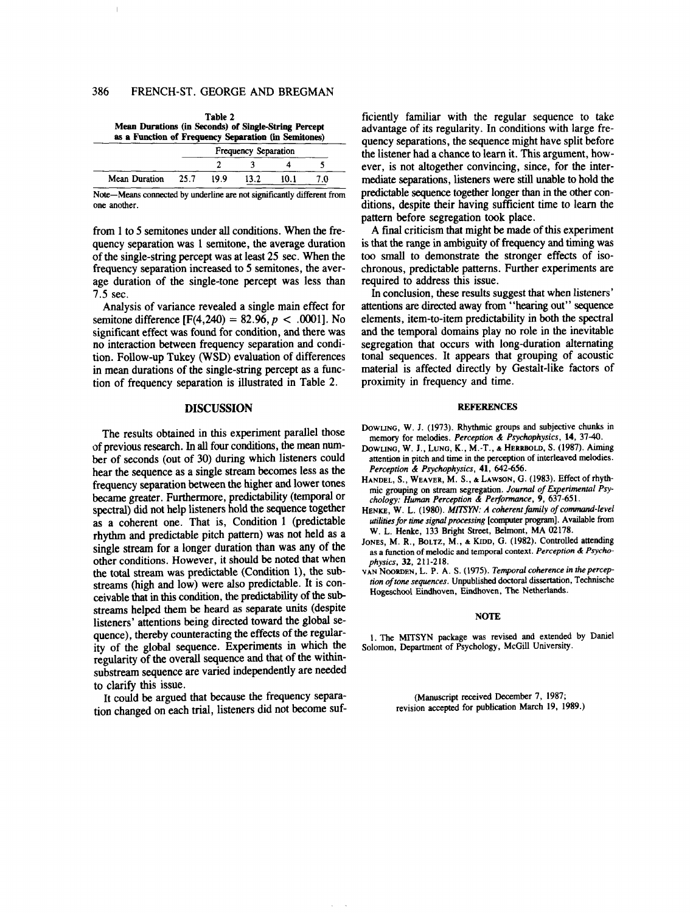**Table 2**
**Mean Durations (in Seconds) of Single-String Percept as a Function of Frequency Separation (in Semitones)**

| | Frequency Separation | | | | |
|---|---|---|---|---|---|
| | 1 | 2 | 3 | 4 | 5 |
| Mean Duration | 25.7 | 19.9 | 13.2 | 10.1 | 7.0 |

Note—Means connected by underline are not significantly different from one another.

from 1 to 5 semitones under all conditions. When the frequency separation was 1 semitone, the average duration of the single-string percept was at least 25 sec. When the frequency separation increased to 5 semitones, the average duration of the single-tone percept was less than 7.5 sec.

Analysis of variance revealed a single main effect for semitone difference [$F(4,240) = 82.96, p < .0001$]. No significant effect was found for condition, and there was no interaction between frequency separation and condition. Follow-up Tukey (WSD) evaluation of differences in mean durations of the single-string percept as a function of frequency separation is illustrated in Table 2.

## DISCUSSION

The results obtained in this experiment parallel those of previous research. In all four conditions, the mean number of seconds (out of 30) during which listeners could hear the sequence as a single stream becomes less as the frequency separation between the higher and lower tones became greater. Furthermore, predictability (temporal or spectral) did not help listeners hold the sequence together as a coherent one. That is, Condition 1 (predictable rhythm and predictable pitch pattern) was not held as a single stream for a longer duration than was any of the other conditions. However, it should be noted that when the total stream was predictable (Condition 1), the substreams (high and low) were also predictable. It is conceivable that in this condition, the predictability of the substreams helped them be heard as separate units (despite listeners' attentions being directed toward the global sequence), thereby counteracting the effects of the regularity of the global sequence. Experiments in which the regularity of the overall sequence and that of the within-substream sequence are varied independently are needed to clarify this issue.

It could be argued that because the frequency separation changed on each trial, listeners did not become sufficiently familiar with the regular sequence to take advantage of its regularity. In conditions with large frequency separations, the sequence might have split before the listener had a chance to learn it. This argument, however, is not altogether convincing, since, for the intermediate separations, listeners were still unable to hold the predictable sequence together longer than in the other conditions, despite their having sufficient time to learn the pattern before segregation took place.

A final criticism that might be made of this experiment is that the range in ambiguity of frequency and timing was too small to demonstrate the stronger effects of isochronous, predictable patterns. Further experiments are required to address this issue.

In conclusion, these results suggest that when listeners' attentions are directed away from "hearing out" sequence elements, item-to-item predictability in both the spectral and the temporal domains play no role in the inevitable segregation that occurs with long-duration alternating tonal sequences. It appears that grouping of acoustic material is affected directly by Gestalt-like factors of proximity in frequency and time.

## REFERENCES

Dowling, W. J. (1973). Rhythmic groups and subjective chunks in memory for melodies. *Perception & Psychophysics*, **14**, 37-40.

Dowling, W. J., Lung, K., M.-T., & Herrbold, S. (1987). Aiming attention in pitch and time in the perception of interleaved melodies. *Perception & Psychophysics*, **41**, 642-656.

Handel, S., Weaver, M. S., & Lawson, G. (1983). Effect of rhythmic grouping on stream segregation. *Journal of Experimental Psychology: Human Perception & Performance*, **9**, 637-651.

Henke, W. L. (1980). *MITSYN: A coherent family of command-level utilities for time signal processing* [computer program]. Available from W. L. Henke, 133 Bright Street, Belmont, MA 02178.

Jones, M. R., Boltz, M., & Kidd, G. (1982). Controlled attending as a function of melodic and temporal context. *Perception & Psychophysics*, **32**, 211-218.

van Noorden, L. P. A. S. (1975). *Temporal coherence in the perception of tone sequences*. Unpublished doctoral dissertation, Technische Hogeschool Eindhoven, Eindhoven, The Netherlands.

## NOTE

1. The MITSYN package was revised and extended by Daniel Solomon, Department of Psychology, McGill University.

(Manuscript received December 7, 1987;
revision accepted for publication March 19, 1989.)